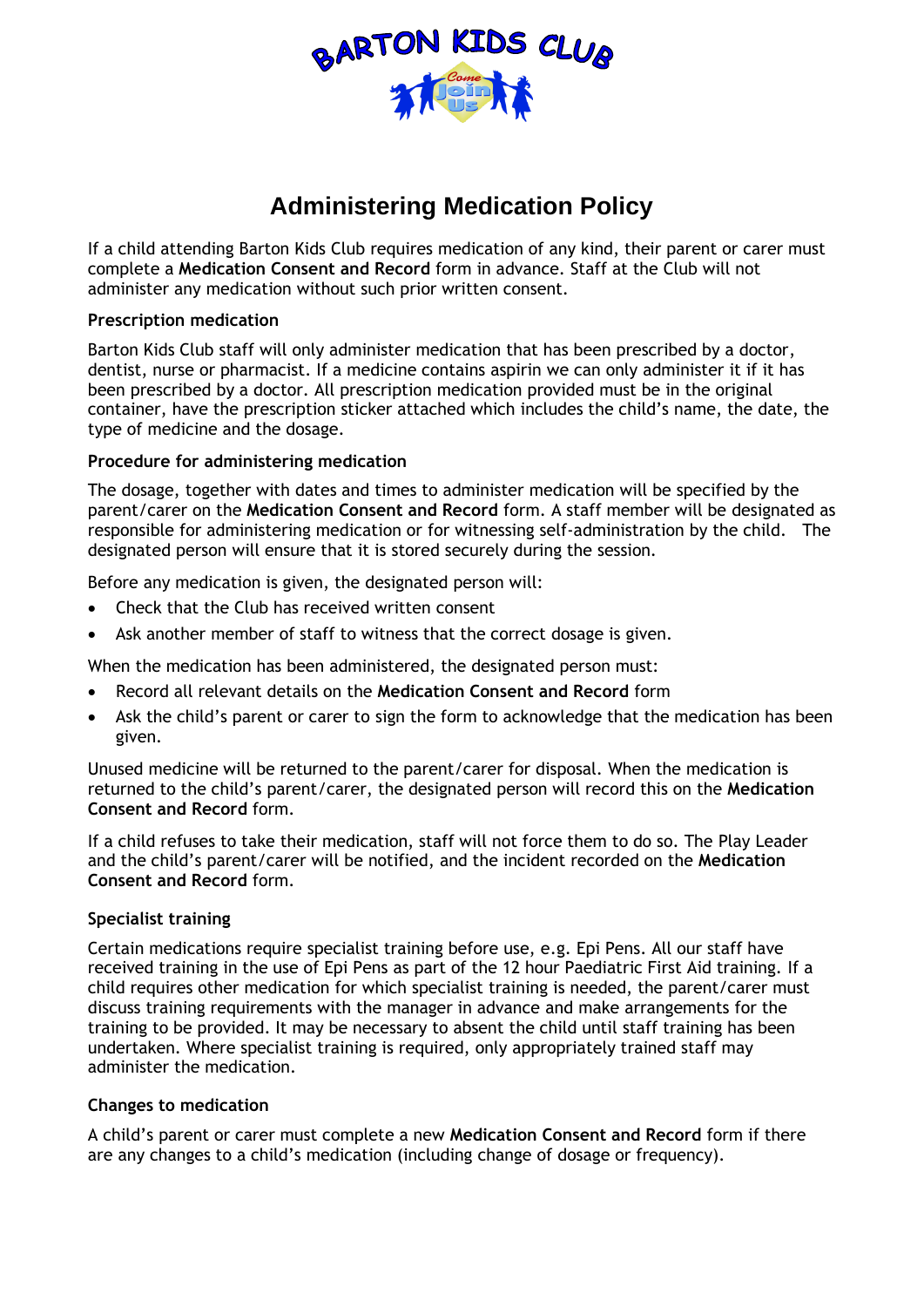BARTON KIDS CLUB

# Administering Medication Policy

If a child attending Barton Kids Club requires medication of any kind, their parent or carer must complete a **Medication Consent and Record** form in advance. Staff at the Club will not administer any medication without such prior written consent.

**Prescription medication**

Barton Kids Club staff will only administer medication that has been prescribed by a doctor, dentist, nurse or pharmacist. If a medicine contains aspirin we can only administer it if it has been prescribed by a doctor. All prescription medication provided must be in the original container, have the prescription sticker attached which includes the child's name, the date, the type of medicine and the dosage.

**Procedure for administering medication**

The dosage, together with dates and times to administer medication will be specified by the parent/carer on the **Medication Consent and Record** form. A staff member will be designated as responsible for administering medication or for witnessing self-administration by the child. The designated person will ensure that it is stored securely during the session.

Before any medication is given, the designated person will:

- Check that the Club has received written consent
- Ask another member of staff to witness that the correct dosage is given.

When the medication has been administered, the designated person must:

- Record all relevant details on the **Medication Consent and Record** form
- Ask the child's parent or carer to sign the form to acknowledge that the medication has been given.

Unused medicine will be returned to the parent/carer for disposal. When the medication is returned to the child's parent/carer, the designated person will record this on the **Medication Consent and Record** form.

If a child refuses to take their medication, staff will not force them to do so. The Play Leader and the child's parent/carer will be notified, and the incident recorded on the **Medication Consent and Record** form.

**Specialist training**

Certain medications require specialist training before use, e.g. Epi Pens. All our staff have received training in the use of Epi Pens as part of the 12 hour Paediatric First Aid training. If a child requires other medication for which specialist training is needed, the parent/carer must discuss training requirements with the manager in advance and make arrangements for the training to be provided. It may be necessary to absent the child until staff training has been undertaken. Where specialist training is required, only appropriately trained staff may administer the medication.

**Changes to medication**

A child's parent or carer must complete a new **Medication Consent and Record** form if there are any changes to a child's medication (including change of dosage or frequency).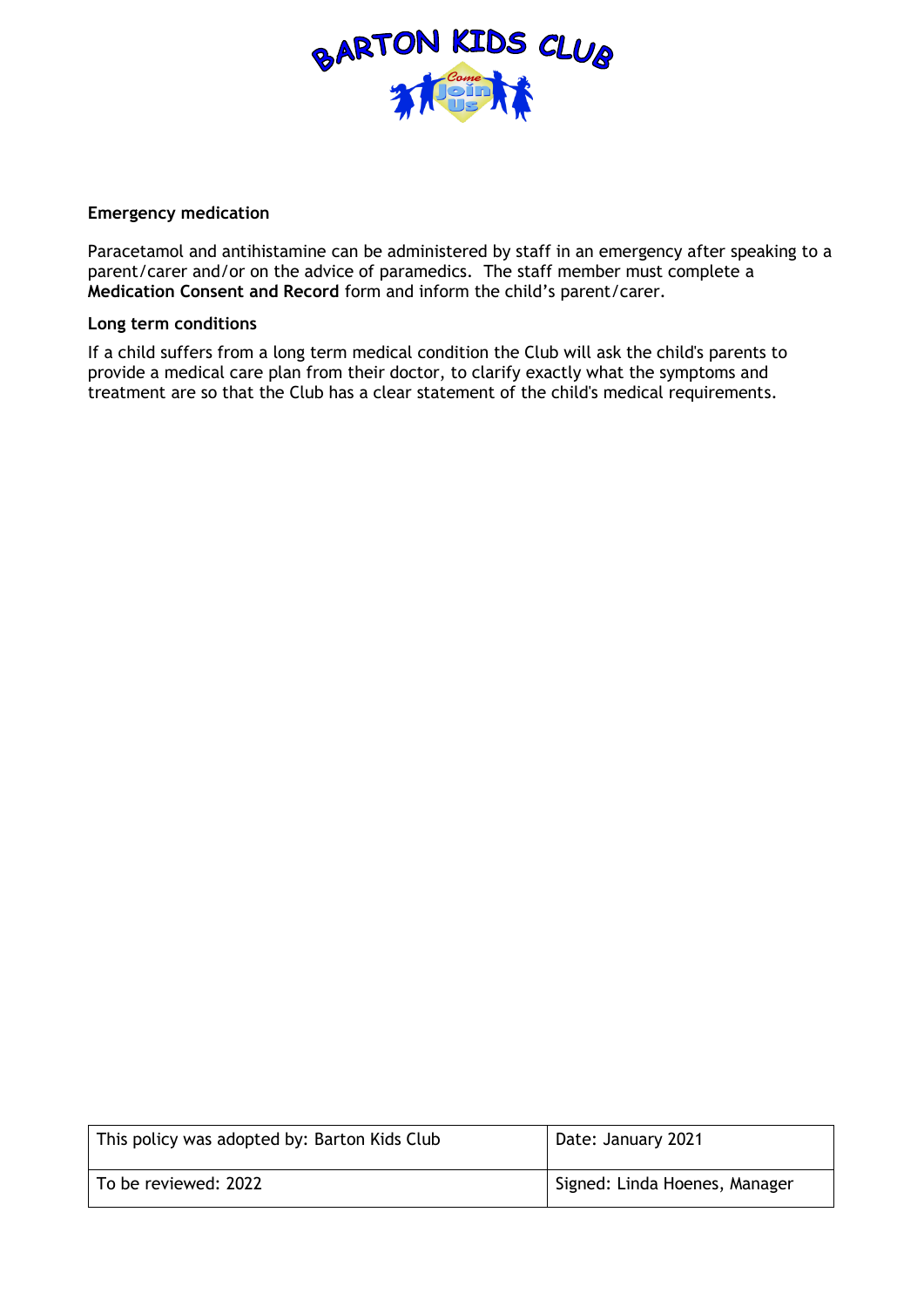**Emergency medication**

Paracetamol and antihistamine can be administered by staff in an emergency after speaking to a parent/carer and/or on the advice of paramedics. The staff member must complete a **Medication Consent and Record** form and inform the child's parent/carer.

**Long term conditions**

If a child suffers from a long term medical condition the Club will ask the child's parents to provide a medical care plan from their doctor, to clarify exactly what the symptoms and treatment are so that the Club has a clear statement of the child's medical requirements.

| | |
|---|---|
| This policy was adopted by: Barton Kids Club | Date: January 2021 |
| To be reviewed: 2022 | Signed: Linda Hoenes, Manager |